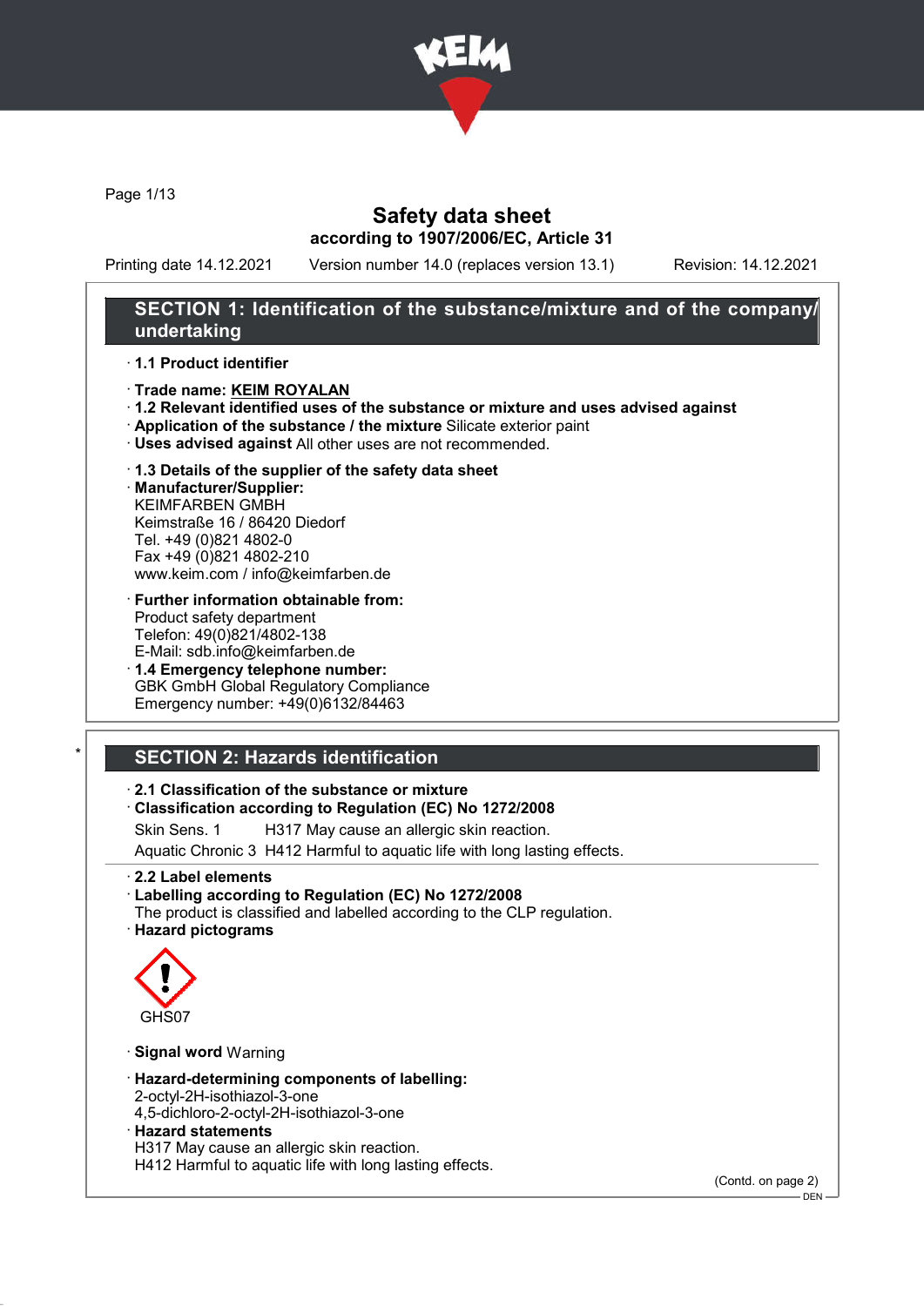# Safety data sheet
## according to 1907/2006/EC, Article 31

Printing date 14.12.2021    Version number 14.0 (replaces version 13.1)    Revision: 14.12.2021

## SECTION 1: Identification of the substance/mixture and of the company/undertaking

· **1.1 Product identifier**

· **Trade name: KEIM ROYALAN**

· **1.2 Relevant identified uses of the substance or mixture and uses advised against**

· **Application of the substance / the mixture** Silicate exterior paint

· **Uses advised against** All other uses are not recommended.

· **1.3 Details of the supplier of the safety data sheet**

· **Manufacturer/Supplier:**
KEIMFARBEN GMBH
Keimstraße 16 / 86420 Diedorf
Tel. +49 (0)821 4802-0
Fax +49 (0)821 4802-210
www.keim.com / info@keimfarben.de

· **Further information obtainable from:**
Product safety department
Telefon: 49(0)821/4802-138
E-Mail: sdb.info@keimfarben.de

· **1.4 Emergency telephone number:**
GBK GmbH Global Regulatory Compliance
Emergency number: +49(0)6132/84463

## SECTION 2: Hazards identification

· **2.1 Classification of the substance or mixture**

· **Classification according to Regulation (EC) No 1272/2008**

| | |
|---|---|
| Skin Sens. 1 | H317 May cause an allergic skin reaction. |
| Aquatic Chronic 3 | H412 Harmful to aquatic life with long lasting effects. |

· **2.2 Label elements**

· **Labelling according to Regulation (EC) No 1272/2008**
The product is classified and labelled according to the CLP regulation.

· **Hazard pictograms**

GHS07

· **Signal word** Warning

· **Hazard-determining components of labelling:**
2-octyl-2H-isothiazol-3-one
4,5-dichloro-2-octyl-2H-isothiazol-3-one

· **Hazard statements**
H317 May cause an allergic skin reaction.
H412 Harmful to aquatic life with long lasting effects.

(Contd. on page 2)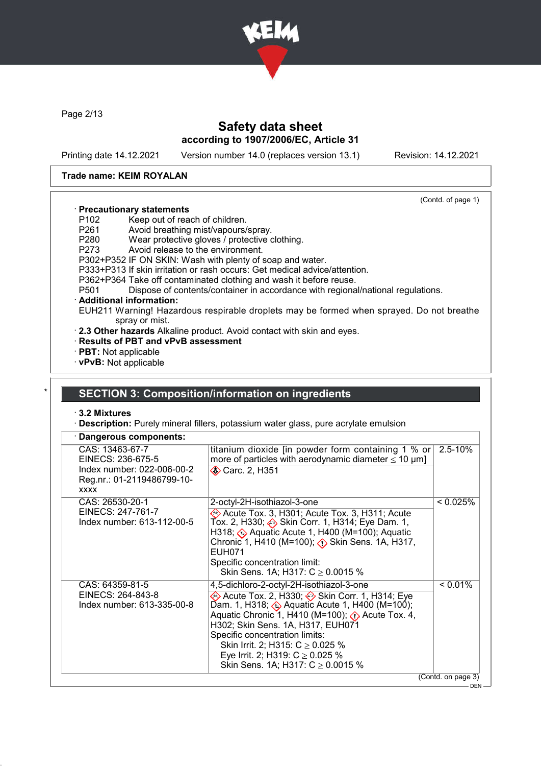**Safety data sheet**
**according to 1907/2006/EC, Article 31**

Printing date 14.12.2021 Version number 14.0 (replaces version 13.1) Revision: 14.12.2021

**Trade name: KEIM ROYALAN**

(Contd. of page 1)

· **Precautionary statements**

P102 Keep out of reach of children.
P261 Avoid breathing mist/vapours/spray.
P280 Wear protective gloves / protective clothing.
P273 Avoid release to the environment.
P302+P352 IF ON SKIN: Wash with plenty of soap and water.
P333+P313 If skin irritation or rash occurs: Get medical advice/attention.
P362+P364 Take off contaminated clothing and wash it before reuse.
P501 Dispose of contents/container in accordance with regional/national regulations.

· **Additional information:**

EUH211 Warning! Hazardous respirable droplets may be formed when sprayed. Do not breathe spray or mist.

· **2.3 Other hazards** Alkaline product. Avoid contact with skin and eyes.
· **Results of PBT and vPvB assessment**
· **PBT:** Not applicable
· **vPvB:** Not applicable

## SECTION 3: Composition/information on ingredients

· **3.2 Mixtures**
· **Description:** Purely mineral fillers, potassium water glass, pure acrylate emulsion

· **Dangerous components:**

| Identifiers | Component / Classification | Concentration |
|---|---|---|
| CAS: 13463-67-7<br>EINECS: 236-675-5<br>Index number: 022-006-00-2<br>Reg.nr.: 01-2119486799-10-xxxx | titanium dioxide [in powder form containing 1 % or more of particles with aerodynamic diameter ≤ 10 μm]<br>Carc. 2, H351 | 2.5-10% |
| CAS: 26530-20-1<br>EINECS: 247-761-7<br>Index number: 613-112-00-5 | 2-octyl-2H-isothiazol-3-one<br>Acute Tox. 3, H301; Acute Tox. 3, H311; Acute Tox. 2, H330; Skin Corr. 1, H314; Eye Dam. 1, H318; Aquatic Acute 1, H400 (M=100); Aquatic Chronic 1, H410 (M=100); Skin Sens. 1A, H317, EUH071<br>Specific concentration limit:<br>Skin Sens. 1A; H317: C ≥ 0.0015 % | < 0.025% |
| CAS: 64359-81-5<br>EINECS: 264-843-8<br>Index number: 613-335-00-8 | 4,5-dichloro-2-octyl-2H-isothiazol-3-one<br>Acute Tox. 2, H330; Skin Corr. 1, H314; Eye Dam. 1, H318; Aquatic Acute 1, H400 (M=100); Aquatic Chronic 1, H410 (M=100); Acute Tox. 4, H302; Skin Sens. 1A, H317, EUH071<br>Specific concentration limits:<br>Skin Irrit. 2; H315: C ≥ 0.025 %<br>Eye Irrit. 2; H319: C ≥ 0.025 %<br>Skin Sens. 1A; H317: C ≥ 0.0015 % | < 0.01% |

(Contd. on page 3)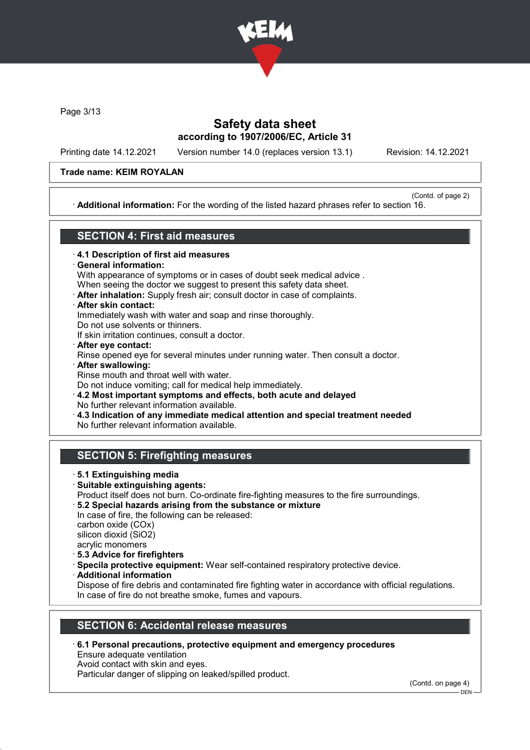Trade name: KEIM ROYALAN

(Contd. of page 2)

· **Additional information:** For the wording of the listed hazard phrases refer to section 16.

## SECTION 4: First aid measures

· **4.1 Description of first aid measures**
· **General information:**
With appearance of symptoms or in cases of doubt seek medical advice .
When seeing the doctor we suggest to present this safety data sheet.
· **After inhalation:** Supply fresh air; consult doctor in case of complaints.
· **After skin contact:**
Immediately wash with water and soap and rinse thoroughly.
Do not use solvents or thinners.
If skin irritation continues, consult a doctor.
· **After eye contact:**
Rinse opened eye for several minutes under running water. Then consult a doctor.
· **After swallowing:**
Rinse mouth and throat well with water.
Do not induce vomiting; call for medical help immediately.
· **4.2 Most important symptoms and effects, both acute and delayed**
No further relevant information available.
· **4.3 Indication of any immediate medical attention and special treatment needed**
No further relevant information available.

## SECTION 5: Firefighting measures

· **5.1 Extinguishing media**
· **Suitable extinguishing agents:**
Product itself does not burn. Co-ordinate fire-fighting measures to the fire surroundings.
· **5.2 Special hazards arising from the substance or mixture**
In case of fire, the following can be released:
carbon oxide (COx)
silicon dioxid ($SiO_2$)
acrylic monomers
· **5.3 Advice for firefighters**
· **Specila protective equipment:** Wear self-contained respiratory protective device.
· **Additional information**
Dispose of fire debris and contaminated fire fighting water in accordance with official regulations.
In case of fire do not breathe smoke, fumes and vapours.

## SECTION 6: Accidental release measures

· **6.1 Personal precautions, protective equipment and emergency procedures**
Ensure adequate ventilation
Avoid contact with skin and eyes.
Particular danger of slipping on leaked/spilled product.

(Contd. on page 4)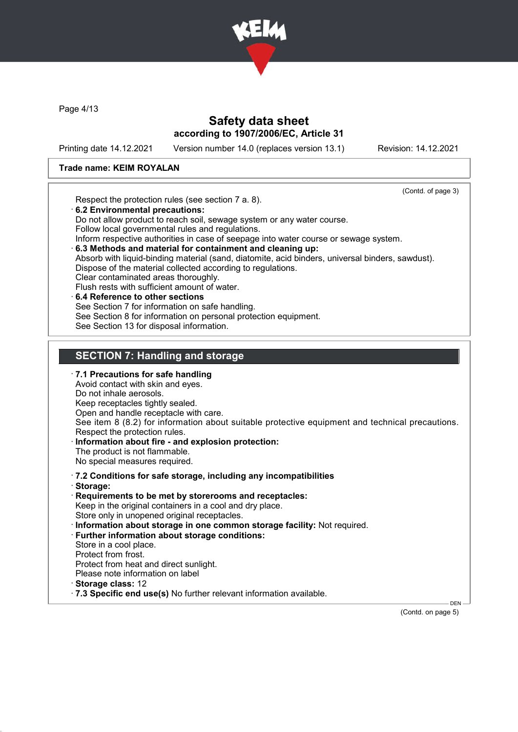Safety data sheet
according to 1907/2006/EC, Article 31

Printing date 14.12.2021 Version number 14.0 (replaces version 13.1) Revision: 14.12.2021

**Trade name: KEIM ROYALAN**

(Contd. of page 3)

Respect the protection rules (see section 7 a. 8).

· **6.2 Environmental precautions:**
Do not allow product to reach soil, sewage system or any water course.
Follow local governmental rules and regulations.
Inform respective authorities in case of seepage into water course or sewage system.

· **6.3 Methods and material for containment and cleaning up:**
Absorb with liquid-binding material (sand, diatomite, acid binders, universal binders, sawdust).
Dispose of the material collected according to regulations.
Clear contaminated areas thoroughly.
Flush rests with sufficient amount of water.

· **6.4 Reference to other sections**
See Section 7 for information on safe handling.
See Section 8 for information on personal protection equipment.
See Section 13 for disposal information.

## SECTION 7: Handling and storage

· **7.1 Precautions for safe handling**
Avoid contact with skin and eyes.
Do not inhale aerosols.
Keep receptacles tightly sealed.
Open and handle receptacle with care.
See item 8 (8.2) for information about suitable protective equipment and technical precautions.
Respect the protection rules.

· **Information about fire - and explosion protection:**
The product is not flammable.
No special measures required.

· **7.2 Conditions for safe storage, including any incompatibilities**
· **Storage:**
· **Requirements to be met by storerooms and receptacles:**
Keep in the original containers in a cool and dry place.
Store only in unopened original receptacles.
· **Information about storage in one common storage facility:** Not required.
· **Further information about storage conditions:**
Store in a cool place.
Protect from frost.
Protect from heat and direct sunlight.
Please note information on label
· **Storage class:** 12
· **7.3 Specific end use(s)** No further relevant information available.

(Contd. on page 5)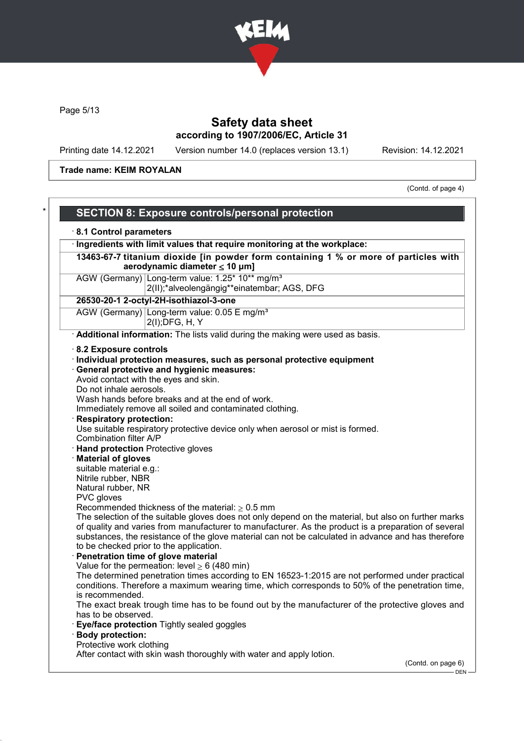Trade name: KEIM ROYALAN

(Contd. of page 4)

## SECTION 8: Exposure controls/personal protection

· **8.1 Control parameters**

| · Ingredients with limit values that require monitoring at the workplace: | |
|---|---|
| **13463-67-7 titanium dioxide [in powder form containing 1 % or more of particles with aerodynamic diameter ≤ 10 μm]** | |
| AGW (Germany) | Long-term value: 1.25* 10** mg/m³<br>2(II);*alveolengängig**einatembar; AGS, DFG |
| **26530-20-1 2-octyl-2H-isothiazol-3-one** | |
| AGW (Germany) | Long-term value: 0.05 E mg/m³<br>2(I);DFG, H, Y |

· **Additional information:** The lists valid during the making were used as basis.

· **8.2 Exposure controls**

· **Individual protection measures, such as personal protective equipment**

· **General protective and hygienic measures:**
Avoid contact with the eyes and skin.
Do not inhale aerosols.
Wash hands before breaks and at the end of work.
Immediately remove all soiled and contaminated clothing.

· **Respiratory protection:**
Use suitable respiratory protective device only when aerosol or mist is formed.
Combination filter A/P

· **Hand protection** Protective gloves

· **Material of gloves**
suitable material e.g.:
Nitrile rubber, NBR
Natural rubber, NR
PVC gloves
Recommended thickness of the material: ≥ 0.5 mm
The selection of the suitable gloves does not only depend on the material, but also on further marks of quality and varies from manufacturer to manufacturer. As the product is a preparation of several substances, the resistance of the glove material can not be calculated in advance and has therefore to be checked prior to the application.

· **Penetration time of glove material**
Value for the permeation: level ≥ 6 (480 min)
The determined penetration times according to EN 16523-1:2015 are not performed under practical conditions. Therefore a maximum wearing time, which corresponds to 50% of the penetration time, is recommended.
The exact break trough time has to be found out by the manufacturer of the protective gloves and has to be observed.

· **Eye/face protection** Tightly sealed goggles

· **Body protection:**
Protective work clothing
After contact with skin wash thoroughly with water and apply lotion.

(Contd. on page 6)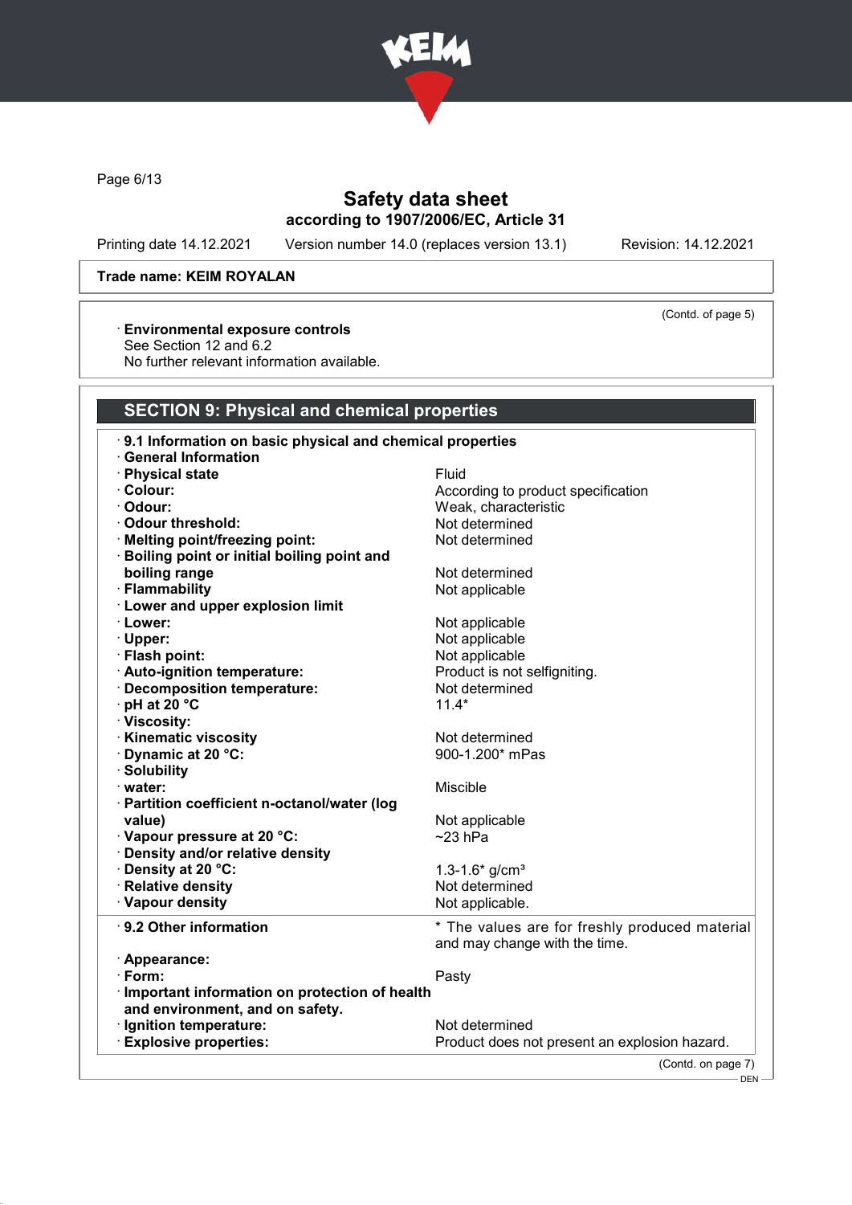Trade name: KEIM ROYALAN

(Contd. of page 5)

· **Environmental exposure controls**
See Section 12 and 6.2
No further relevant information available.

## SECTION 9: Physical and chemical properties

· **9.1 Information on basic physical and chemical properties**
· **General Information**

| | |
|---|---|
| · **Physical state** | Fluid |
| · **Colour:** | According to product specification |
| · **Odour:** | Weak, characteristic |
| · **Odour threshold:** | Not determined |
| · **Melting point/freezing point:** | Not determined |
| · **Boiling point or initial boiling point and boiling range** | Not determined |
| · **Flammability** | Not applicable |
| · **Lower and upper explosion limit** | |
| · **Lower:** | Not applicable |
| · **Upper:** | Not applicable |
| · **Flash point:** | Not applicable |
| · **Auto-ignition temperature:** | Product is not selfigniting. |
| · **Decomposition temperature:** | Not determined |
| · **pH at 20 °C** | 11.4* |
| · **Viscosity:** | |
| · **Kinematic viscosity** | Not determined |
| · **Dynamic at 20 °C:** | 900-1.200* mPas |
| · **Solubility** | |
| · **water:** | Miscible |
| · **Partition coefficient n-octanol/water (log value)** | Not applicable |
| · **Vapour pressure at 20 °C:** | ~23 hPa |
| · **Density and/or relative density** | |
| · **Density at 20 °C:** | 1.3-1.6* g/cm³ |
| · **Relative density** | Not determined |
| · **Vapour density** | Not applicable. |

| | |
|---|---|
| · **9.2 Other information** | * The values are for freshly produced material and may change with the time. |
| · **Appearance:** | |
| · **Form:** | Pasty |
| · **Important information on protection of health and environment, and on safety.** | |
| · **Ignition temperature:** | Not determined |
| · **Explosive properties:** | Product does not present an explosion hazard. |

(Contd. on page 7)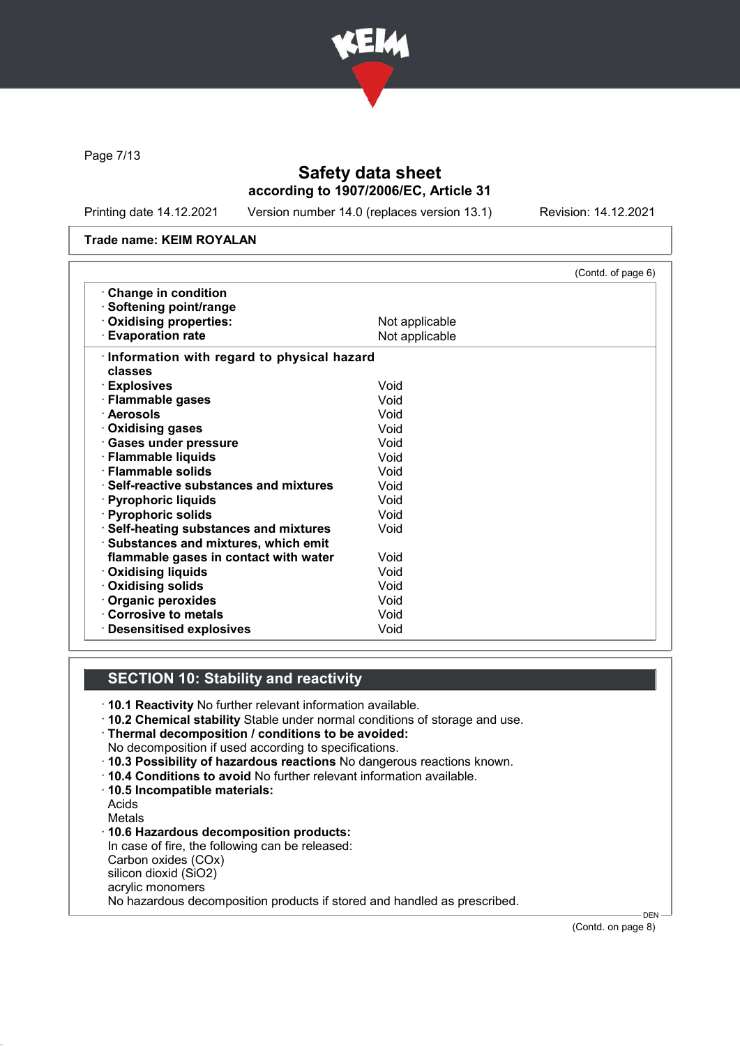Trade name: KEIM ROYALAN

(Contd. of page 6)

| | |
|---|---|
| · **Change in condition** | |
| · **Softening point/range** | |
| · **Oxidising properties:** | Not applicable |
| · **Evaporation rate** | Not applicable |

| | |
|---|---|
| · **Information with regard to physical hazard classes** | |
| · **Explosives** | Void |
| · **Flammable gases** | Void |
| · **Aerosols** | Void |
| · **Oxidising gases** | Void |
| · **Gases under pressure** | Void |
| · **Flammable liquids** | Void |
| · **Flammable solids** | Void |
| · **Self-reactive substances and mixtures** | Void |
| · **Pyrophoric liquids** | Void |
| · **Pyrophoric solids** | Void |
| · **Self-heating substances and mixtures** | Void |
| · **Substances and mixtures, which emit flammable gases in contact with water** | Void |
| · **Oxidising liquids** | Void |
| · **Oxidising solids** | Void |
| · **Organic peroxides** | Void |
| · **Corrosive to metals** | Void |
| · **Desensitised explosives** | Void |

## SECTION 10: Stability and reactivity

· **10.1 Reactivity** No further relevant information available.
· **10.2 Chemical stability** Stable under normal conditions of storage and use.
· **Thermal decomposition / conditions to be avoided:**
No decomposition if used according to specifications.
· **10.3 Possibility of hazardous reactions** No dangerous reactions known.
· **10.4 Conditions to avoid** No further relevant information available.
· **10.5 Incompatible materials:**
Acids
Metals
· **10.6 Hazardous decomposition products:**
In case of fire, the following can be released:
Carbon oxides (COx)
silicon dioxid ($SiO_2$)
acrylic monomers
No hazardous decomposition products if stored and handled as prescribed.

(Contd. on page 8)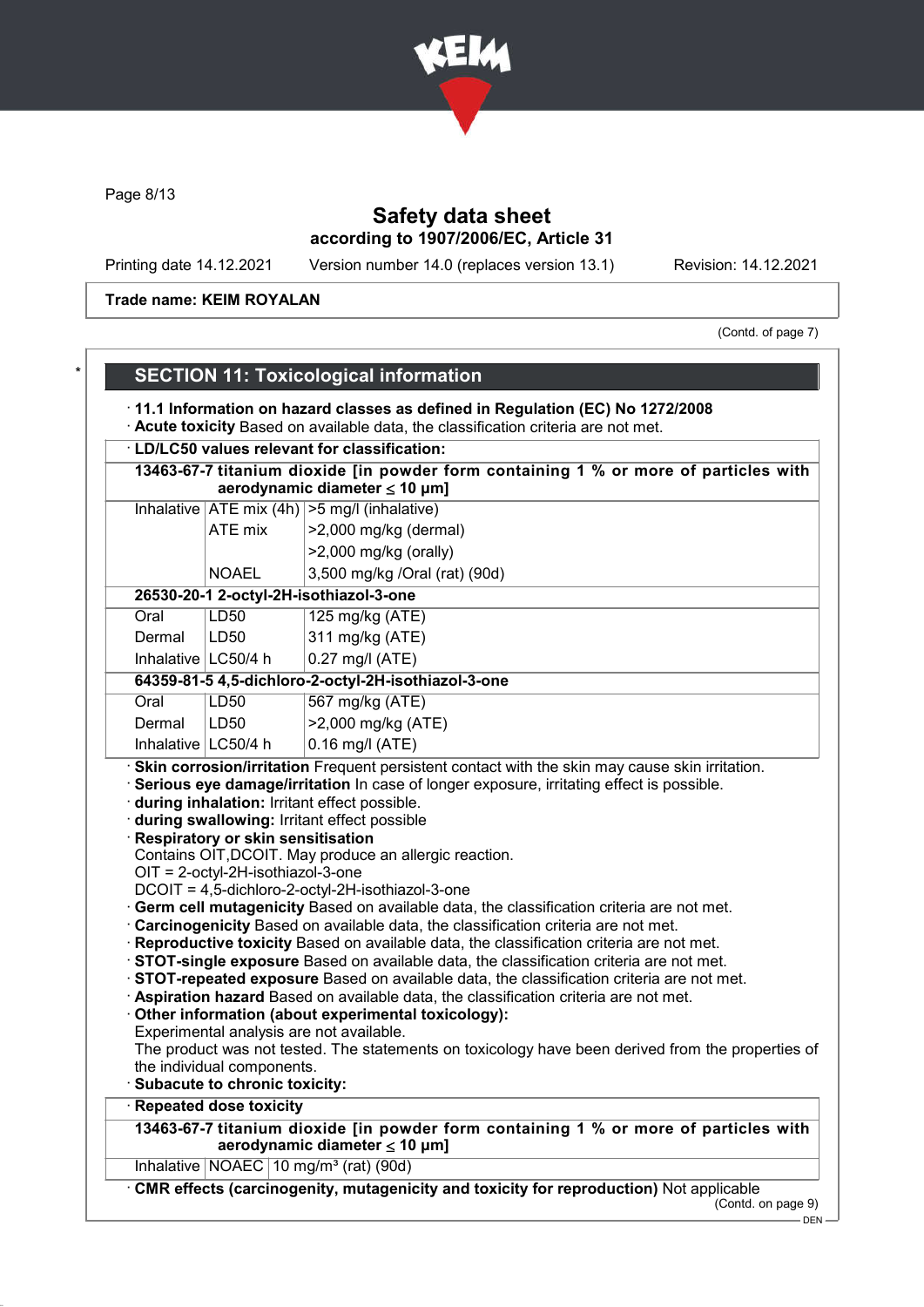Page 8/13

# Safety data sheet
## according to 1907/2006/EC, Article 31

Printing date 14.12.2021 Version number 14.0 (replaces version 13.1) Revision: 14.12.2021

**Trade name: KEIM ROYALAN**

(Contd. of page 7)

## SECTION 11: Toxicological information

· **11.1 Information on hazard classes as defined in Regulation (EC) No 1272/2008**
· **Acute toxicity** Based on available data, the classification criteria are not met.

| · LD/LC50 values relevant for classification: | | |
|---|---|---|
| **13463-67-7 titanium dioxide [in powder form containing 1 % or more of particles with aerodynamic diameter ≤ 10 μm]** | | |
| Inhalative | ATE mix (4h) | >5 mg/l (inhalative) |
| | ATE mix | >2,000 mg/kg (dermal) |
| | | >2,000 mg/kg (orally) |
| | NOAEL | 3,500 mg/kg /Oral (rat) (90d) |
| **26530-20-1 2-octyl-2H-isothiazol-3-one** | | |
| Oral | LD50 | 125 mg/kg (ATE) |
| Dermal | LD50 | 311 mg/kg (ATE) |
| Inhalative | LC50/4 h | 0.27 mg/l (ATE) |
| **64359-81-5 4,5-dichloro-2-octyl-2H-isothiazol-3-one** | | |
| Oral | LD50 | 567 mg/kg (ATE) |
| Dermal | LD50 | >2,000 mg/kg (ATE) |
| Inhalative | LC50/4 h | 0.16 mg/l (ATE) |

· **Skin corrosion/irritation** Frequent persistent contact with the skin may cause skin irritation.
· **Serious eye damage/irritation** In case of longer exposure, irritating effect is possible.
· **during inhalation:** Irritant effect possible.
· **during swallowing:** Irritant effect possible
· **Respiratory or skin sensitisation**
Contains OIT,DCOIT. May produce an allergic reaction.
OIT = 2-octyl-2H-isothiazol-3-one
DCOIT = 4,5-dichloro-2-octyl-2H-isothiazol-3-one
· **Germ cell mutagenicity** Based on available data, the classification criteria are not met.
· **Carcinogenicity** Based on available data, the classification criteria are not met.
· **Reproductive toxicity** Based on available data, the classification criteria are not met.
· **STOT-single exposure** Based on available data, the classification criteria are not met.
· **STOT-repeated exposure** Based on available data, the classification criteria are not met.
· **Aspiration hazard** Based on available data, the classification criteria are not met.
· **Other information (about experimental toxicology):**
Experimental analysis are not available.
The product was not tested. The statements on toxicology have been derived from the properties of the individual components.
· **Subacute to chronic toxicity:**

| · Repeated dose toxicity | | |
|---|---|---|
| **13463-67-7 titanium dioxide [in powder form containing 1 % or more of particles with aerodynamic diameter ≤ 10 μm]** | | |
| Inhalative | NOAEC | 10 mg/m³ (rat) (90d) |

· **CMR effects (carcinogenity, mutagenicity and toxicity for reproduction)** Not applicable

(Contd. on page 9)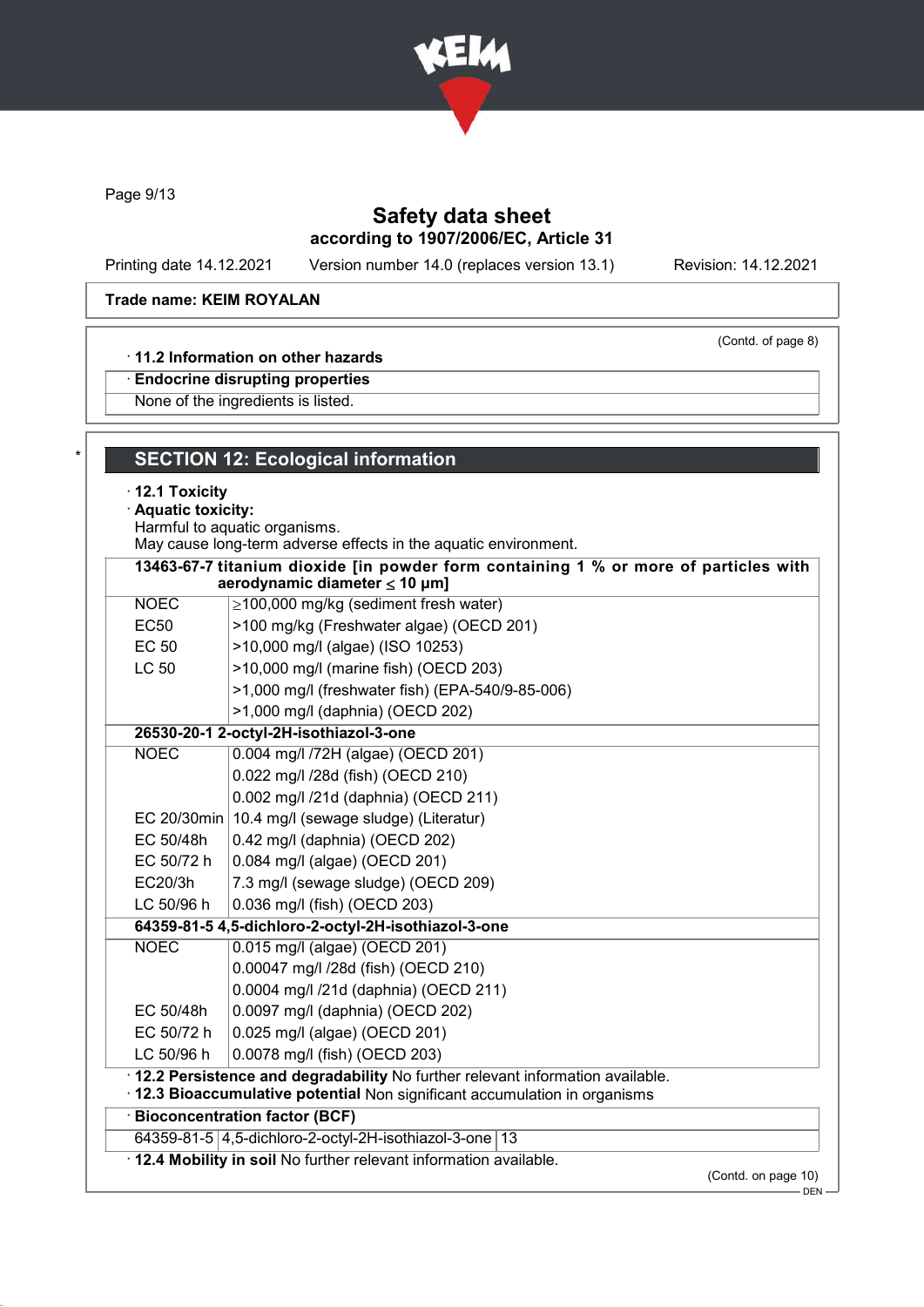**Trade name: KEIM ROYALAN**

(Contd. of page 8)

· **11.2 Information on other hazards**

· **Endocrine disrupting properties**

None of the ingredients is listed.

## SECTION 12: Ecological information

· **12.1 Toxicity**

· **Aquatic toxicity:**

Harmful to aquatic organisms.
May cause long-term adverse effects in the aquatic environment.

| **13463-67-7 titanium dioxide [in powder form containing 1 % or more of particles with aerodynamic diameter ≤ 10 μm]** | |
|---|---|
| NOEC | ≥100,000 mg/kg (sediment fresh water) |
| EC50 | >100 mg/kg (Freshwater algae) (OECD 201) |
| EC 50 | >10,000 mg/l (algae) (ISO 10253) |
| LC 50 | >10,000 mg/l (marine fish) (OECD 203) |
| | >1,000 mg/l (freshwater fish) (EPA-540/9-85-006) |
| | >1,000 mg/l (daphnia) (OECD 202) |
| **26530-20-1 2-octyl-2H-isothiazol-3-one** | |
| NOEC | 0.004 mg/l /72H (algae) (OECD 201) |
| | 0.022 mg/l /28d (fish) (OECD 210) |
| | 0.002 mg/l /21d (daphnia) (OECD 211) |
| EC 20/30min | 10.4 mg/l (sewage sludge) (Literatur) |
| EC 50/48h | 0.42 mg/l (daphnia) (OECD 202) |
| EC 50/72 h | 0.084 mg/l (algae) (OECD 201) |
| EC20/3h | 7.3 mg/l (sewage sludge) (OECD 209) |
| LC 50/96 h | 0.036 mg/l (fish) (OECD 203) |
| **64359-81-5 4,5-dichloro-2-octyl-2H-isothiazol-3-one** | |
| NOEC | 0.015 mg/l (algae) (OECD 201) |
| | 0.00047 mg/l /28d (fish) (OECD 210) |
| | 0.0004 mg/l /21d (daphnia) (OECD 211) |
| EC 50/48h | 0.0097 mg/l (daphnia) (OECD 202) |
| EC 50/72 h | 0.025 mg/l (algae) (OECD 201) |
| LC 50/96 h | 0.0078 mg/l (fish) (OECD 203) |

· **12.2 Persistence and degradability** No further relevant information available.

· **12.3 Bioaccumulative potential** Non significant accumulation in organisms

· **Bioconcentration factor (BCF)**

| | | |
|---|---|---|
| 64359-81-5 | 4,5-dichloro-2-octyl-2H-isothiazol-3-one | 13 |

· **12.4 Mobility in soil** No further relevant information available.

(Contd. on page 10)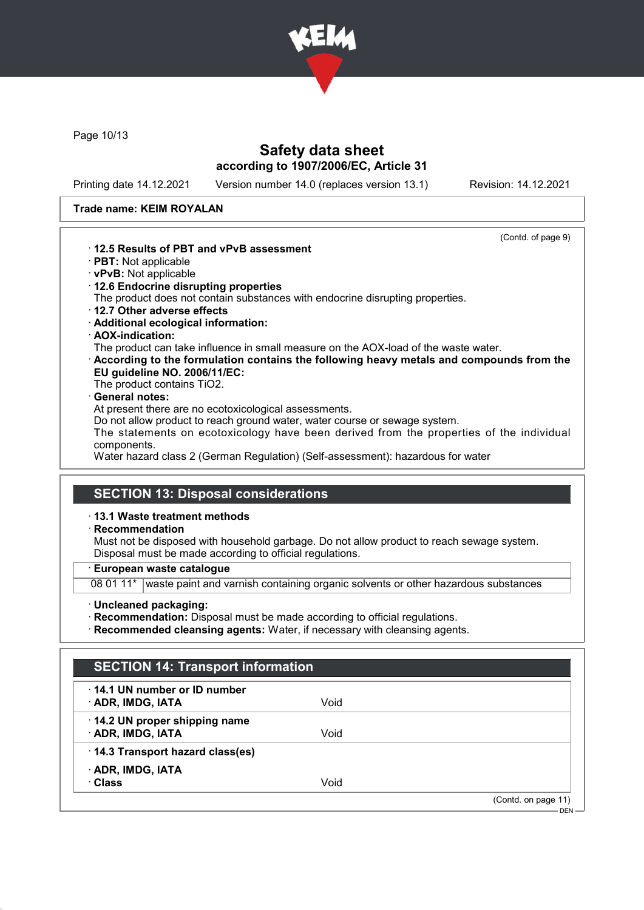Safety data sheet
according to 1907/2006/EC, Article 31

Printing date 14.12.2021 Version number 14.0 (replaces version 13.1) Revision: 14.12.2021

**Trade name: KEIM ROYALAN**

(Contd. of page 9)

- **12.5 Results of PBT and vPvB assessment**
- **PBT:** Not applicable
- **vPvB:** Not applicable
- **12.6 Endocrine disrupting properties**
  The product does not contain substances with endocrine disrupting properties.
- **12.7 Other adverse effects**
- **Additional ecological information:**
- **AOX-indication:**
  The product can take influence in small measure on the AOX-load of the waste water.
- **According to the formulation contains the following heavy metals and compounds from the EU guideline NO. 2006/11/EC:**
  The product contains $TiO_2$.
- **General notes:**
  At present there are no ecotoxicological assessments.
  Do not allow product to reach ground water, water course or sewage system.
  The statements on ecotoxicology have been derived from the properties of the individual components.
  Water hazard class 2 (German Regulation) (Self-assessment): hazardous for water

## SECTION 13: Disposal considerations

- **13.1 Waste treatment methods**
- **Recommendation**
  Must not be disposed with household garbage. Do not allow product to reach sewage system.
  Disposal must be made according to official regulations.

| · European waste catalogue | |
|---|---|
| 08 01 11* | waste paint and varnish containing organic solvents or other hazardous substances |

- **Uncleaned packaging:**
- **Recommendation:** Disposal must be made according to official regulations.
- **Recommended cleansing agents:** Water, if necessary with cleansing agents.

## SECTION 14: Transport information

| | |
|---|---|
| · **14.1 UN number or ID number** | |
| · **ADR, IMDG, IATA** | Void |
| · **14.2 UN proper shipping name** | |
| · **ADR, IMDG, IATA** | Void |
| · **14.3 Transport hazard class(es)** | |
| · **ADR, IMDG, IATA** | |
| · **Class** | Void |

(Contd. on page 11)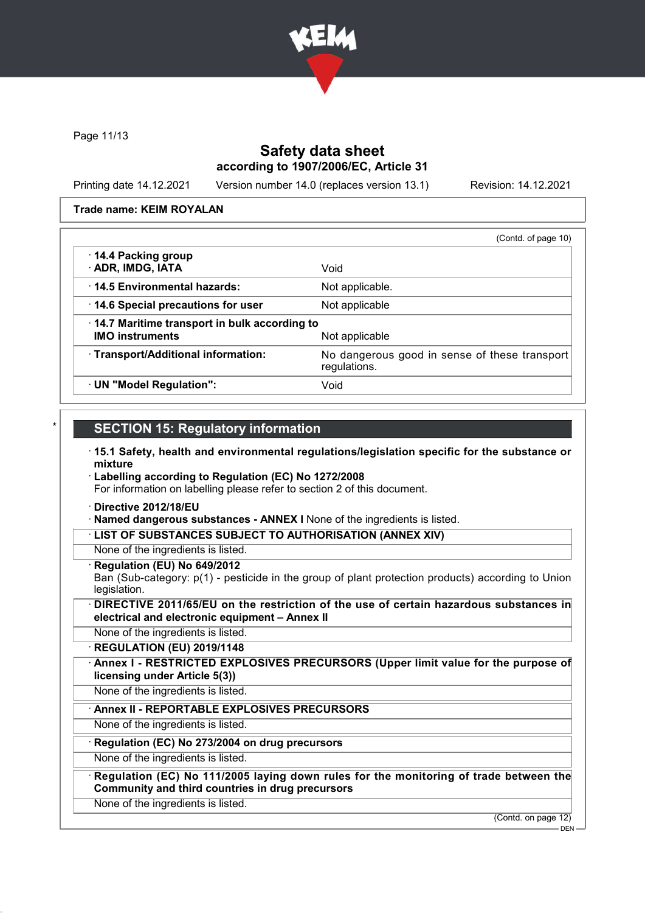Trade name: KEIM ROYALAN

(Contd. of page 10)

| | |
|---|---|
| · **14.4 Packing group** · **ADR, IMDG, IATA** | Void |
| · **14.5 Environmental hazards:** | Not applicable. |
| · **14.6 Special precautions for user** | Not applicable |
| · **14.7 Maritime transport in bulk according to IMO instruments** | Not applicable |
| · **Transport/Additional information:** | No dangerous good in sense of these transport regulations. |
| · **UN "Model Regulation":** | Void |

## SECTION 15: Regulatory information

· **15.1 Safety, health and environmental regulations/legislation specific for the substance or mixture**

· **Labelling according to Regulation (EC) No 1272/2008**
For information on labelling please refer to section 2 of this document.

· **Directive 2012/18/EU**

· **Named dangerous substances - ANNEX I** None of the ingredients is listed.

· **LIST OF SUBSTANCES SUBJECT TO AUTHORISATION (ANNEX XIV)**
None of the ingredients is listed.

· **Regulation (EU) No 649/2012**
Ban (Sub-category: p(1) - pesticide in the group of plant protection products) according to Union legislation.

· **DIRECTIVE 2011/65/EU on the restriction of the use of certain hazardous substances in electrical and electronic equipment – Annex II**
None of the ingredients is listed.

· **REGULATION (EU) 2019/1148**

· **Annex I - RESTRICTED EXPLOSIVES PRECURSORS (Upper limit value for the purpose of licensing under Article 5(3))**
None of the ingredients is listed.

· **Annex II - REPORTABLE EXPLOSIVES PRECURSORS**
None of the ingredients is listed.

· **Regulation (EC) No 273/2004 on drug precursors**
None of the ingredients is listed.

· **Regulation (EC) No 111/2005 laying down rules for the monitoring of trade between the Community and third countries in drug precursors**
None of the ingredients is listed.

(Contd. on page 12)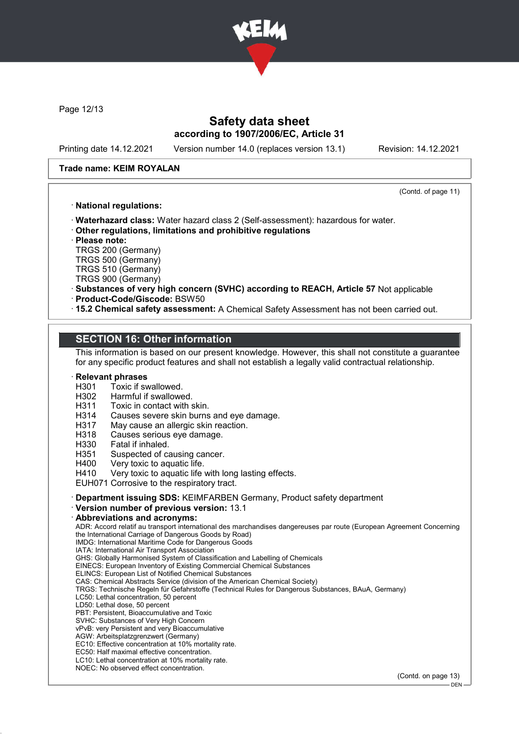Trade name: KEIM ROYALAN

(Contd. of page 11)

· **National regulations:**

· **Waterhazard class:** Water hazard class 2 (Self-assessment): hazardous for water.
· **Other regulations, limitations and prohibitive regulations**
· **Please note:**
TRGS 200 (Germany)
TRGS 500 (Germany)
TRGS 510 (Germany)
TRGS 900 (Germany)
· **Substances of very high concern (SVHC) according to REACH, Article 57** Not applicable
· **Product-Code/Giscode:** BSW50
· **15.2 Chemical safety assessment:** A Chemical Safety Assessment has not been carried out.

## SECTION 16: Other information

This information is based on our present knowledge. However, this shall not constitute a guarantee for any specific product features and shall not establish a legally valid contractual relationship.

· **Relevant phrases**
H301 Toxic if swallowed.
H302 Harmful if swallowed.
H311 Toxic in contact with skin.
H314 Causes severe skin burns and eye damage.
H317 May cause an allergic skin reaction.
H318 Causes serious eye damage.
H330 Fatal if inhaled.
H351 Suspected of causing cancer.
H400 Very toxic to aquatic life.
H410 Very toxic to aquatic life with long lasting effects.
EUH071 Corrosive to the respiratory tract.

· **Department issuing SDS:** KEIMFARBEN Germany, Product safety department
· **Version number of previous version:** 13.1
· **Abbreviations and acronyms:**
ADR: Accord relatif au transport international des marchandises dangereuses par route (European Agreement Concerning the International Carriage of Dangerous Goods by Road)
IMDG: International Maritime Code for Dangerous Goods
IATA: International Air Transport Association
GHS: Globally Harmonised System of Classification and Labelling of Chemicals
EINECS: European Inventory of Existing Commercial Chemical Substances
ELINCS: European List of Notified Chemical Substances
CAS: Chemical Abstracts Service (division of the American Chemical Society)
TRGS: Technische Regeln für Gefahrstoffe (Technical Rules for Dangerous Substances, BAuA, Germany)
LC50: Lethal concentration, 50 percent
LD50: Lethal dose, 50 percent
PBT: Persistent, Bioaccumulative and Toxic
SVHC: Substances of Very High Concern
vPvB: very Persistent and very Bioaccumulative
AGW: Arbeitsplatzgrenzwert (Germany)
EC10: Effective concentration at 10% mortality rate.
EC50: Half maximal effective concentration.
LC10: Lethal concentration at 10% mortality rate.
NOEC: No observed effect concentration.

(Contd. on page 13)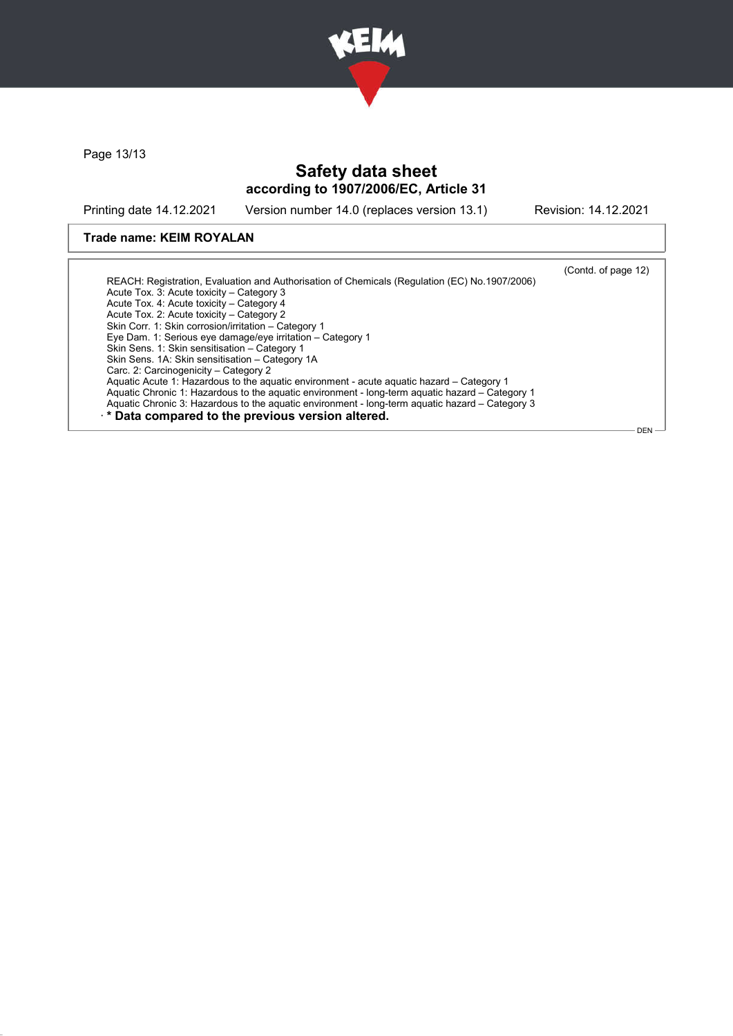**Trade name: KEIM ROYALAN**

(Contd. of page 12)

REACH: Registration, Evaluation and Authorisation of Chemicals (Regulation (EC) No.1907/2006)
Acute Tox. 3: Acute toxicity – Category 3
Acute Tox. 4: Acute toxicity – Category 4
Acute Tox. 2: Acute toxicity – Category 2
Skin Corr. 1: Skin corrosion/irritation – Category 1
Eye Dam. 1: Serious eye damage/eye irritation – Category 1
Skin Sens. 1: Skin sensitisation – Category 1
Skin Sens. 1A: Skin sensitisation – Category 1A
Carc. 2: Carcinogenicity – Category 2
Aquatic Acute 1: Hazardous to the aquatic environment - acute aquatic hazard – Category 1
Aquatic Chronic 1: Hazardous to the aquatic environment - long-term aquatic hazard – Category 1
Aquatic Chronic 3: Hazardous to the aquatic environment - long-term aquatic hazard – Category 3

· **\* Data compared to the previous version altered.**

DEN